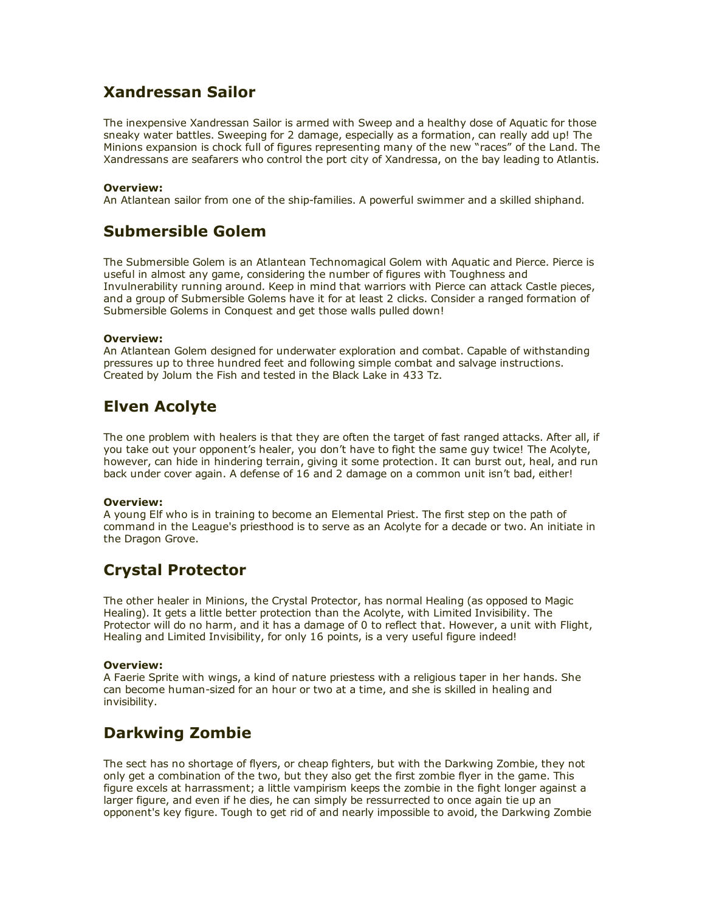## Xandressan Sailor

The inexpensive Xandressan Sailor is armed with Sweep and a healthy dose of Aquatic for those sneaky water battles. Sweeping for 2 damage, especially as a formation, can really add up! The Minions expansion is chock full of figures representing many of the new "races" of the Land. The Xandressans are seafarers who control the port city of Xandressa, on the bay leading to Atlantis.

**Overview:**
An Atlantean sailor from one of the ship-families. A powerful swimmer and a skilled shiphand.

## Submersible Golem

The Submersible Golem is an Atlantean Technomagical Golem with Aquatic and Pierce. Pierce is useful in almost any game, considering the number of figures with Toughness and Invulnerability running around. Keep in mind that warriors with Pierce can attack Castle pieces, and a group of Submersible Golems have it for at least 2 clicks. Consider a ranged formation of Submersible Golems in Conquest and get those walls pulled down!

**Overview:**
An Atlantean Golem designed for underwater exploration and combat. Capable of withstanding pressures up to three hundred feet and following simple combat and salvage instructions. Created by Jolum the Fish and tested in the Black Lake in 433 Tz.

## Elven Acolyte

The one problem with healers is that they are often the target of fast ranged attacks. After all, if you take out your opponent's healer, you don't have to fight the same guy twice! The Acolyte, however, can hide in hindering terrain, giving it some protection. It can burst out, heal, and run back under cover again. A defense of 16 and 2 damage on a common unit isn't bad, either!

**Overview:**
A young Elf who is in training to become an Elemental Priest. The first step on the path of command in the League's priesthood is to serve as an Acolyte for a decade or two. An initiate in the Dragon Grove.

## Crystal Protector

The other healer in Minions, the Crystal Protector, has normal Healing (as opposed to Magic Healing). It gets a little better protection than the Acolyte, with Limited Invisibility. The Protector will do no harm, and it has a damage of 0 to reflect that. However, a unit with Flight, Healing and Limited Invisibility, for only 16 points, is a very useful figure indeed!

**Overview:**
A Faerie Sprite with wings, a kind of nature priestess with a religious taper in her hands. She can become human-sized for an hour or two at a time, and she is skilled in healing and invisibility.

## Darkwing Zombie

The sect has no shortage of flyers, or cheap fighters, but with the Darkwing Zombie, they not only get a combination of the two, but they also get the first zombie flyer in the game. This figure excels at harrassment; a little vampirism keeps the zombie in the fight longer against a larger figure, and even if he dies, he can simply be ressurrected to once again tie up an opponent's key figure. Tough to get rid of and nearly impossible to avoid, the Darkwing Zombie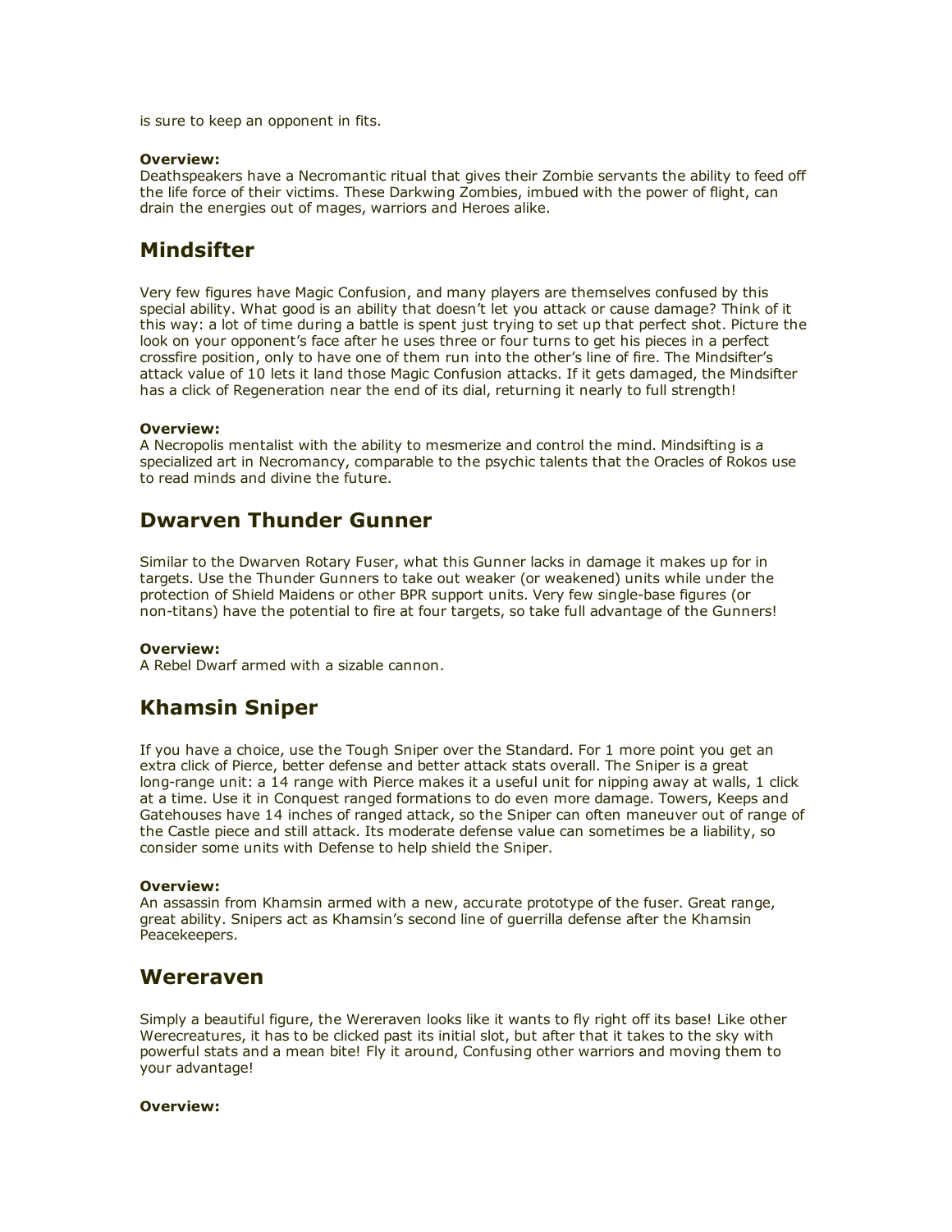is sure to keep an opponent in fits.

**Overview:**
Deathspeakers have a Necromantic ritual that gives their Zombie servants the ability to feed off the life force of their victims. These Darkwing Zombies, imbued with the power of flight, can drain the energies out of mages, warriors and Heroes alike.

## Mindsifter

Very few figures have Magic Confusion, and many players are themselves confused by this special ability. What good is an ability that doesn't let you attack or cause damage? Think of it this way: a lot of time during a battle is spent just trying to set up that perfect shot. Picture the look on your opponent's face after he uses three or four turns to get his pieces in a perfect crossfire position, only to have one of them run into the other's line of fire. The Mindsifter's attack value of 10 lets it land those Magic Confusion attacks. If it gets damaged, the Mindsifter has a click of Regeneration near the end of its dial, returning it nearly to full strength!

**Overview:**
A Necropolis mentalist with the ability to mesmerize and control the mind. Mindsifting is a specialized art in Necromancy, comparable to the psychic talents that the Oracles of Rokos use to read minds and divine the future.

## Dwarven Thunder Gunner

Similar to the Dwarven Rotary Fuser, what this Gunner lacks in damage it makes up for in targets. Use the Thunder Gunners to take out weaker (or weakened) units while under the protection of Shield Maidens or other BPR support units. Very few single-base figures (or non-titans) have the potential to fire at four targets, so take full advantage of the Gunners!

**Overview:**
A Rebel Dwarf armed with a sizable cannon.

## Khamsin Sniper

If you have a choice, use the Tough Sniper over the Standard. For 1 more point you get an extra click of Pierce, better defense and better attack stats overall. The Sniper is a great long-range unit: a 14 range with Pierce makes it a useful unit for nipping away at walls, 1 click at a time. Use it in Conquest ranged formations to do even more damage. Towers, Keeps and Gatehouses have 14 inches of ranged attack, so the Sniper can often maneuver out of range of the Castle piece and still attack. Its moderate defense value can sometimes be a liability, so consider some units with Defense to help shield the Sniper.

**Overview:**
An assassin from Khamsin armed with a new, accurate prototype of the fuser. Great range, great ability. Snipers act as Khamsin's second line of guerrilla defense after the Khamsin Peacekeepers.

## Wereraven

Simply a beautiful figure, the Wereraven looks like it wants to fly right off its base! Like other Werecreatures, it has to be clicked past its initial slot, but after that it takes to the sky with powerful stats and a mean bite! Fly it around, Confusing other warriors and moving them to your advantage!

**Overview:**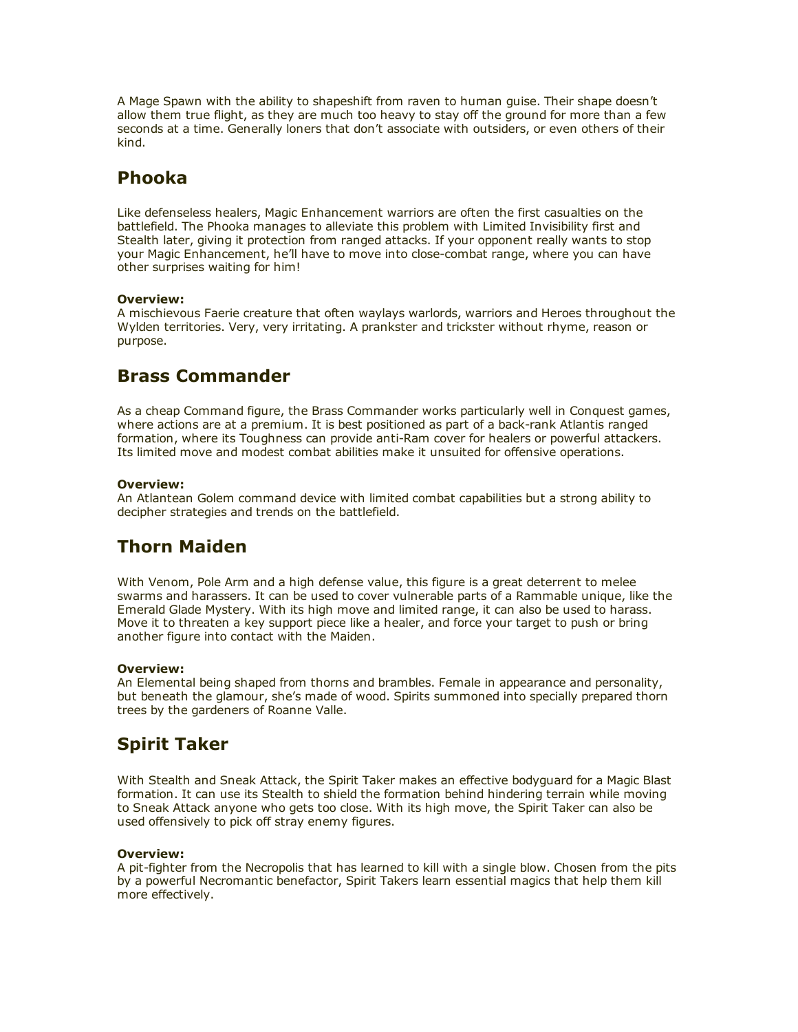A Mage Spawn with the ability to shapeshift from raven to human guise. Their shape doesn't allow them true flight, as they are much too heavy to stay off the ground for more than a few seconds at a time. Generally loners that don't associate with outsiders, or even others of their kind.

## Phooka

Like defenseless healers, Magic Enhancement warriors are often the first casualties on the battlefield. The Phooka manages to alleviate this problem with Limited Invisibility first and Stealth later, giving it protection from ranged attacks. If your opponent really wants to stop your Magic Enhancement, he'll have to move into close-combat range, where you can have other surprises waiting for him!

**Overview:**
A mischievous Faerie creature that often waylays warlords, warriors and Heroes throughout the Wylden territories. Very, very irritating. A prankster and trickster without rhyme, reason or purpose.

## Brass Commander

As a cheap Command figure, the Brass Commander works particularly well in Conquest games, where actions are at a premium. It is best positioned as part of a back-rank Atlantis ranged formation, where its Toughness can provide anti-Ram cover for healers or powerful attackers. Its limited move and modest combat abilities make it unsuited for offensive operations.

**Overview:**
An Atlantean Golem command device with limited combat capabilities but a strong ability to decipher strategies and trends on the battlefield.

## Thorn Maiden

With Venom, Pole Arm and a high defense value, this figure is a great deterrent to melee swarms and harassers. It can be used to cover vulnerable parts of a Rammable unique, like the Emerald Glade Mystery. With its high move and limited range, it can also be used to harass. Move it to threaten a key support piece like a healer, and force your target to push or bring another figure into contact with the Maiden.

**Overview:**
An Elemental being shaped from thorns and brambles. Female in appearance and personality, but beneath the glamour, she's made of wood. Spirits summoned into specially prepared thorn trees by the gardeners of Roanne Valle.

## Spirit Taker

With Stealth and Sneak Attack, the Spirit Taker makes an effective bodyguard for a Magic Blast formation. It can use its Stealth to shield the formation behind hindering terrain while moving to Sneak Attack anyone who gets too close. With its high move, the Spirit Taker can also be used offensively to pick off stray enemy figures.

**Overview:**
A pit-fighter from the Necropolis that has learned to kill with a single blow. Chosen from the pits by a powerful Necromantic benefactor, Spirit Takers learn essential magics that help them kill more effectively.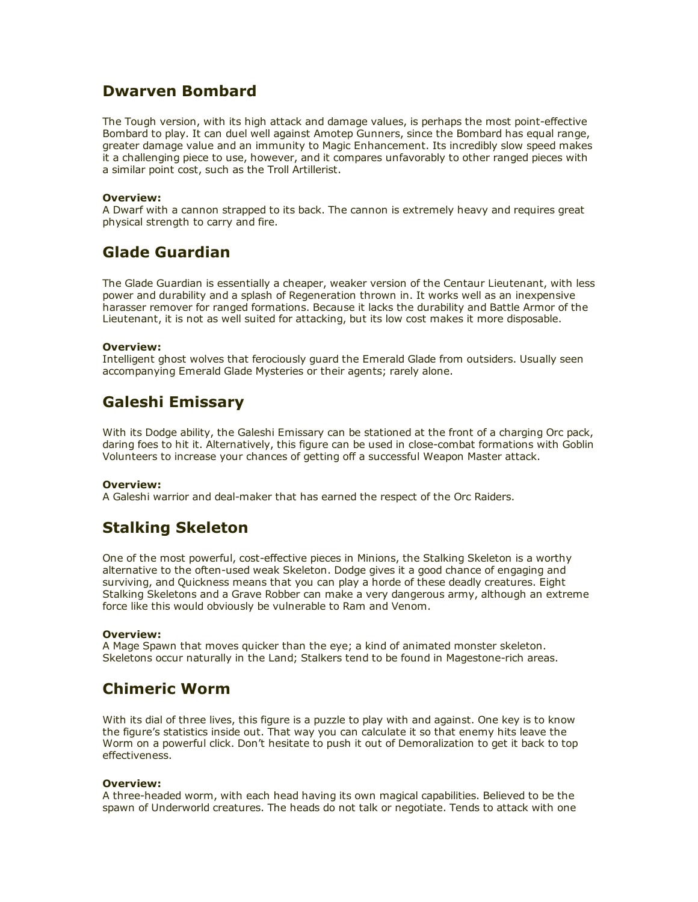## Dwarven Bombard

The Tough version, with its high attack and damage values, is perhaps the most point-effective Bombard to play. It can duel well against Amotep Gunners, since the Bombard has equal range, greater damage value and an immunity to Magic Enhancement. Its incredibly slow speed makes it a challenging piece to use, however, and it compares unfavorably to other ranged pieces with a similar point cost, such as the Troll Artillerist.

**Overview:**
A Dwarf with a cannon strapped to its back. The cannon is extremely heavy and requires great physical strength to carry and fire.

## Glade Guardian

The Glade Guardian is essentially a cheaper, weaker version of the Centaur Lieutenant, with less power and durability and a splash of Regeneration thrown in. It works well as an inexpensive harasser remover for ranged formations. Because it lacks the durability and Battle Armor of the Lieutenant, it is not as well suited for attacking, but its low cost makes it more disposable.

**Overview:**
Intelligent ghost wolves that ferociously guard the Emerald Glade from outsiders. Usually seen accompanying Emerald Glade Mysteries or their agents; rarely alone.

## Galeshi Emissary

With its Dodge ability, the Galeshi Emissary can be stationed at the front of a charging Orc pack, daring foes to hit it. Alternatively, this figure can be used in close-combat formations with Goblin Volunteers to increase your chances of getting off a successful Weapon Master attack.

**Overview:**
A Galeshi warrior and deal-maker that has earned the respect of the Orc Raiders.

## Stalking Skeleton

One of the most powerful, cost-effective pieces in Minions, the Stalking Skeleton is a worthy alternative to the often-used weak Skeleton. Dodge gives it a good chance of engaging and surviving, and Quickness means that you can play a horde of these deadly creatures. Eight Stalking Skeletons and a Grave Robber can make a very dangerous army, although an extreme force like this would obviously be vulnerable to Ram and Venom.

**Overview:**
A Mage Spawn that moves quicker than the eye; a kind of animated monster skeleton. Skeletons occur naturally in the Land; Stalkers tend to be found in Magestone-rich areas.

## Chimeric Worm

With its dial of three lives, this figure is a puzzle to play with and against. One key is to know the figure's statistics inside out. That way you can calculate it so that enemy hits leave the Worm on a powerful click. Don't hesitate to push it out of Demoralization to get it back to top effectiveness.

**Overview:**
A three-headed worm, with each head having its own magical capabilities. Believed to be the spawn of Underworld creatures. The heads do not talk or negotiate. Tends to attack with one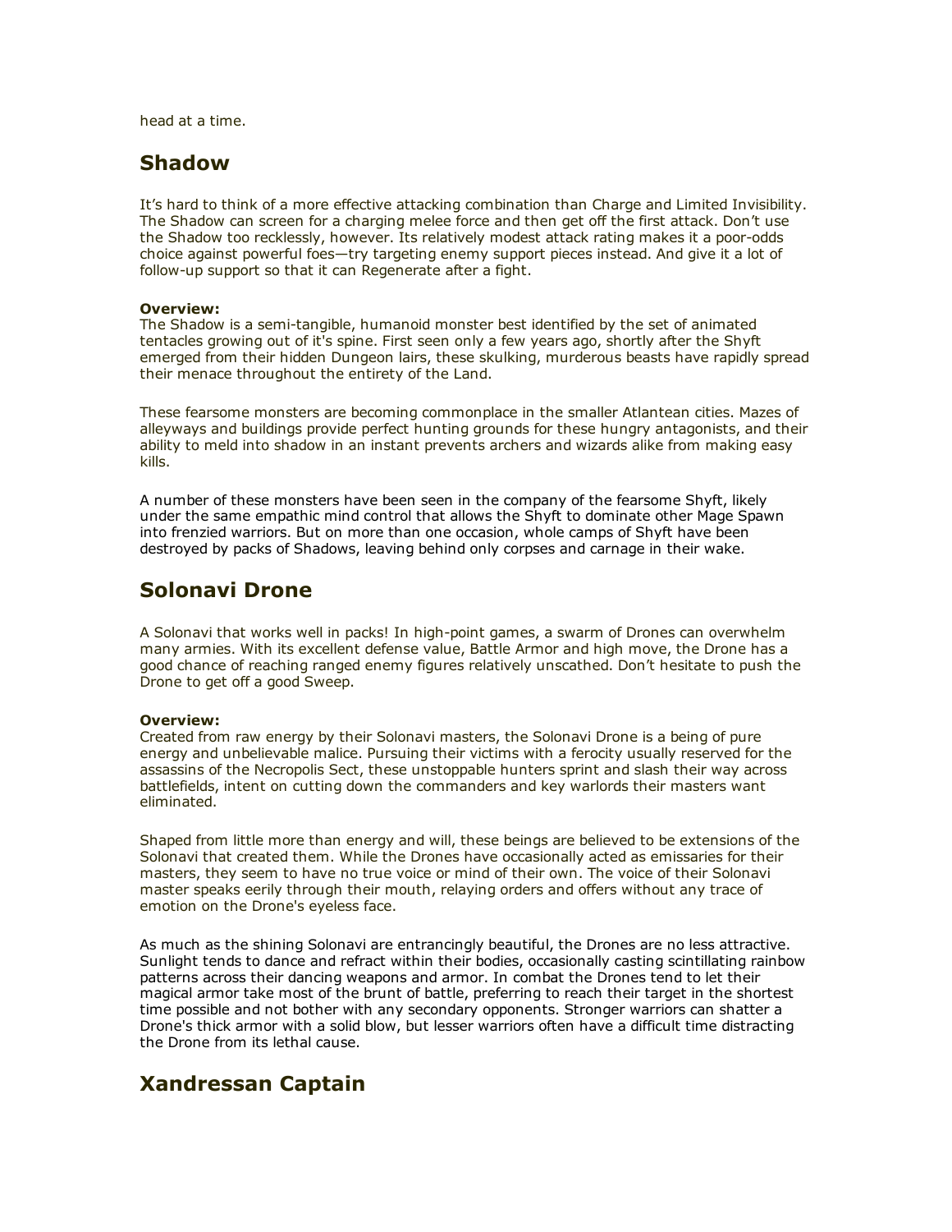head at a time.

## Shadow

It's hard to think of a more effective attacking combination than Charge and Limited Invisibility. The Shadow can screen for a charging melee force and then get off the first attack. Don't use the Shadow too recklessly, however. Its relatively modest attack rating makes it a poor-odds choice against powerful foes—try targeting enemy support pieces instead. And give it a lot of follow-up support so that it can Regenerate after a fight.

**Overview:**
The Shadow is a semi-tangible, humanoid monster best identified by the set of animated tentacles growing out of it's spine. First seen only a few years ago, shortly after the Shyft emerged from their hidden Dungeon lairs, these skulking, murderous beasts have rapidly spread their menace throughout the entirety of the Land.

These fearsome monsters are becoming commonplace in the smaller Atlantean cities. Mazes of alleyways and buildings provide perfect hunting grounds for these hungry antagonists, and their ability to meld into shadow in an instant prevents archers and wizards alike from making easy kills.

A number of these monsters have been seen in the company of the fearsome Shyft, likely under the same empathic mind control that allows the Shyft to dominate other Mage Spawn into frenzied warriors. But on more than one occasion, whole camps of Shyft have been destroyed by packs of Shadows, leaving behind only corpses and carnage in their wake.

## Solonavi Drone

A Solonavi that works well in packs! In high-point games, a swarm of Drones can overwhelm many armies. With its excellent defense value, Battle Armor and high move, the Drone has a good chance of reaching ranged enemy figures relatively unscathed. Don't hesitate to push the Drone to get off a good Sweep.

**Overview:**
Created from raw energy by their Solonavi masters, the Solonavi Drone is a being of pure energy and unbelievable malice. Pursuing their victims with a ferocity usually reserved for the assassins of the Necropolis Sect, these unstoppable hunters sprint and slash their way across battlefields, intent on cutting down the commanders and key warlords their masters want eliminated.

Shaped from little more than energy and will, these beings are believed to be extensions of the Solonavi that created them. While the Drones have occasionally acted as emissaries for their masters, they seem to have no true voice or mind of their own. The voice of their Solonavi master speaks eerily through their mouth, relaying orders and offers without any trace of emotion on the Drone's eyeless face.

As much as the shining Solonavi are entrancingly beautiful, the Drones are no less attractive. Sunlight tends to dance and refract within their bodies, occasionally casting scintillating rainbow patterns across their dancing weapons and armor. In combat the Drones tend to let their magical armor take most of the brunt of battle, preferring to reach their target in the shortest time possible and not bother with any secondary opponents. Stronger warriors can shatter a Drone's thick armor with a solid blow, but lesser warriors often have a difficult time distracting the Drone from its lethal cause.

## Xandressan Captain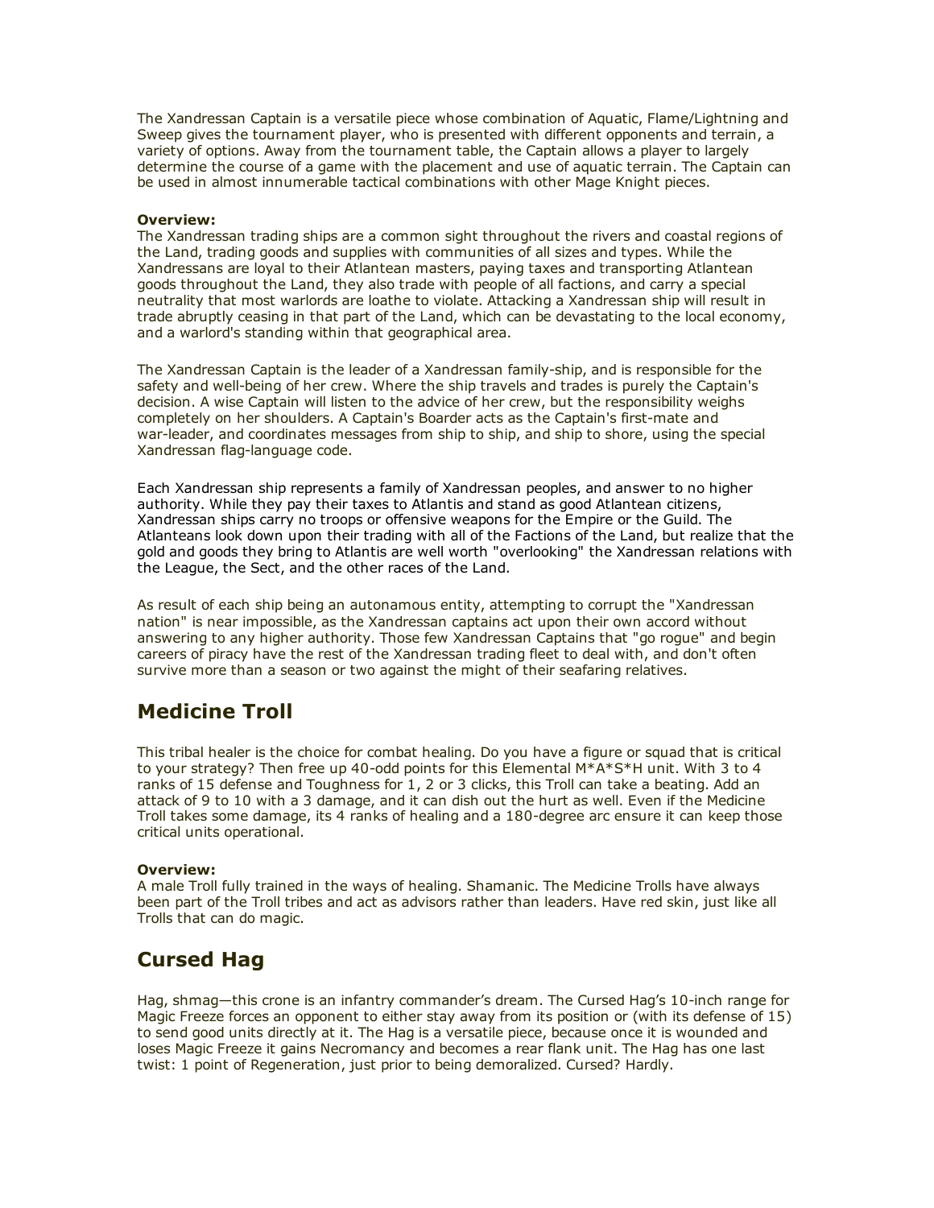The Xandressan Captain is a versatile piece whose combination of Aquatic, Flame/Lightning and Sweep gives the tournament player, who is presented with different opponents and terrain, a variety of options. Away from the tournament table, the Captain allows a player to largely determine the course of a game with the placement and use of aquatic terrain. The Captain can be used in almost innumerable tactical combinations with other Mage Knight pieces.

**Overview:**
The Xandressan trading ships are a common sight throughout the rivers and coastal regions of the Land, trading goods and supplies with communities of all sizes and types. While the Xandressans are loyal to their Atlantean masters, paying taxes and transporting Atlantean goods throughout the Land, they also trade with people of all factions, and carry a special neutrality that most warlords are loathe to violate. Attacking a Xandressan ship will result in trade abruptly ceasing in that part of the Land, which can be devastating to the local economy, and a warlord's standing within that geographical area.

The Xandressan Captain is the leader of a Xandressan family-ship, and is responsible for the safety and well-being of her crew. Where the ship travels and trades is purely the Captain's decision. A wise Captain will listen to the advice of her crew, but the responsibility weighs completely on her shoulders. A Captain's Boarder acts as the Captain's first-mate and war-leader, and coordinates messages from ship to ship, and ship to shore, using the special Xandressan flag-language code.

Each Xandressan ship represents a family of Xandressan peoples, and answer to no higher authority. While they pay their taxes to Atlantis and stand as good Atlantean citizens, Xandressan ships carry no troops or offensive weapons for the Empire or the Guild. The Atlanteans look down upon their trading with all of the Factions of the Land, but realize that the gold and goods they bring to Atlantis are well worth "overlooking" the Xandressan relations with the League, the Sect, and the other races of the Land.

As result of each ship being an autonamous entity, attempting to corrupt the "Xandressan nation" is near impossible, as the Xandressan captains act upon their own accord without answering to any higher authority. Those few Xandressan Captains that "go rogue" and begin careers of piracy have the rest of the Xandressan trading fleet to deal with, and don't often survive more than a season or two against the might of their seafaring relatives.

## Medicine Troll

This tribal healer is the choice for combat healing. Do you have a figure or squad that is critical to your strategy? Then free up 40-odd points for this Elemental M*A*S*H unit. With 3 to 4 ranks of 15 defense and Toughness for 1, 2 or 3 clicks, this Troll can take a beating. Add an attack of 9 to 10 with a 3 damage, and it can dish out the hurt as well. Even if the Medicine Troll takes some damage, its 4 ranks of healing and a 180-degree arc ensure it can keep those critical units operational.

**Overview:**
A male Troll fully trained in the ways of healing. Shamanic. The Medicine Trolls have always been part of the Troll tribes and act as advisors rather than leaders. Have red skin, just like all Trolls that can do magic.

## Cursed Hag

Hag, shmag—this crone is an infantry commander's dream. The Cursed Hag's 10-inch range for Magic Freeze forces an opponent to either stay away from its position or (with its defense of 15) to send good units directly at it. The Hag is a versatile piece, because once it is wounded and loses Magic Freeze it gains Necromancy and becomes a rear flank unit. The Hag has one last twist: 1 point of Regeneration, just prior to being demoralized. Cursed? Hardly.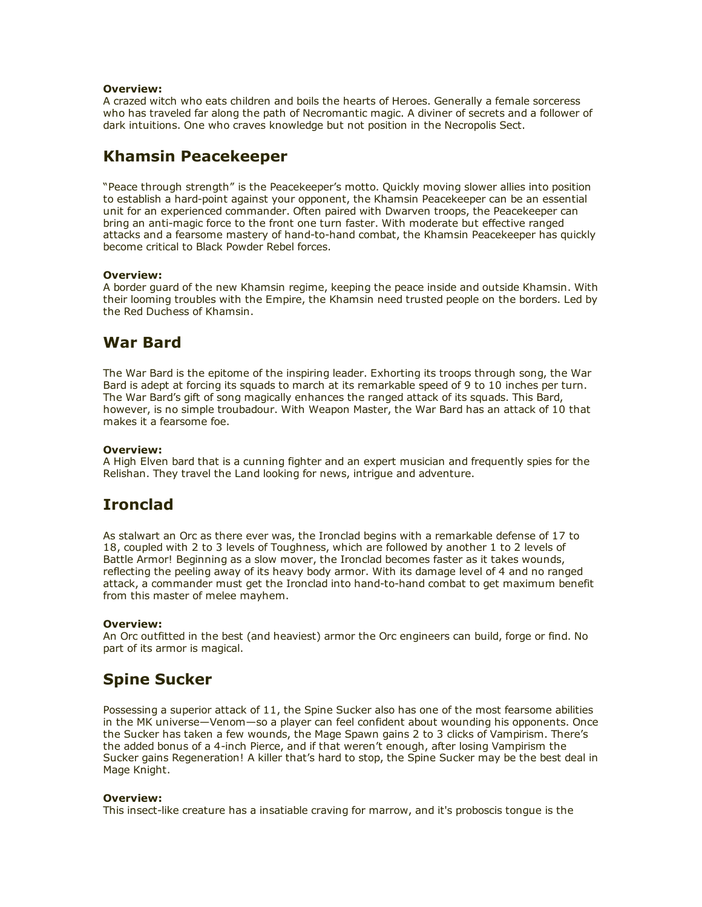**Overview:**
A crazed witch who eats children and boils the hearts of Heroes. Generally a female sorceress who has traveled far along the path of Necromantic magic. A diviner of secrets and a follower of dark intuitions. One who craves knowledge but not position in the Necropolis Sect.

## Khamsin Peacekeeper

"Peace through strength" is the Peacekeeper's motto. Quickly moving slower allies into position to establish a hard-point against your opponent, the Khamsin Peacekeeper can be an essential unit for an experienced commander. Often paired with Dwarven troops, the Peacekeeper can bring an anti-magic force to the front one turn faster. With moderate but effective ranged attacks and a fearsome mastery of hand-to-hand combat, the Khamsin Peacekeeper has quickly become critical to Black Powder Rebel forces.

**Overview:**
A border guard of the new Khamsin regime, keeping the peace inside and outside Khamsin. With their looming troubles with the Empire, the Khamsin need trusted people on the borders. Led by the Red Duchess of Khamsin.

## War Bard

The War Bard is the epitome of the inspiring leader. Exhorting its troops through song, the War Bard is adept at forcing its squads to march at its remarkable speed of 9 to 10 inches per turn. The War Bard's gift of song magically enhances the ranged attack of its squads. This Bard, however, is no simple troubadour. With Weapon Master, the War Bard has an attack of 10 that makes it a fearsome foe.

**Overview:**
A High Elven bard that is a cunning fighter and an expert musician and frequently spies for the Relishan. They travel the Land looking for news, intrigue and adventure.

## Ironclad

As stalwart an Orc as there ever was, the Ironclad begins with a remarkable defense of 17 to 18, coupled with 2 to 3 levels of Toughness, which are followed by another 1 to 2 levels of Battle Armor! Beginning as a slow mover, the Ironclad becomes faster as it takes wounds, reflecting the peeling away of its heavy body armor. With its damage level of 4 and no ranged attack, a commander must get the Ironclad into hand-to-hand combat to get maximum benefit from this master of melee mayhem.

**Overview:**
An Orc outfitted in the best (and heaviest) armor the Orc engineers can build, forge or find. No part of its armor is magical.

## Spine Sucker

Possessing a superior attack of 11, the Spine Sucker also has one of the most fearsome abilities in the MK universe—Venom—so a player can feel confident about wounding his opponents. Once the Sucker has taken a few wounds, the Mage Spawn gains 2 to 3 clicks of Vampirism. There's the added bonus of a 4-inch Pierce, and if that weren't enough, after losing Vampirism the Sucker gains Regeneration! A killer that's hard to stop, the Spine Sucker may be the best deal in Mage Knight.

**Overview:**
This insect-like creature has a insatiable craving for marrow, and it's proboscis tongue is the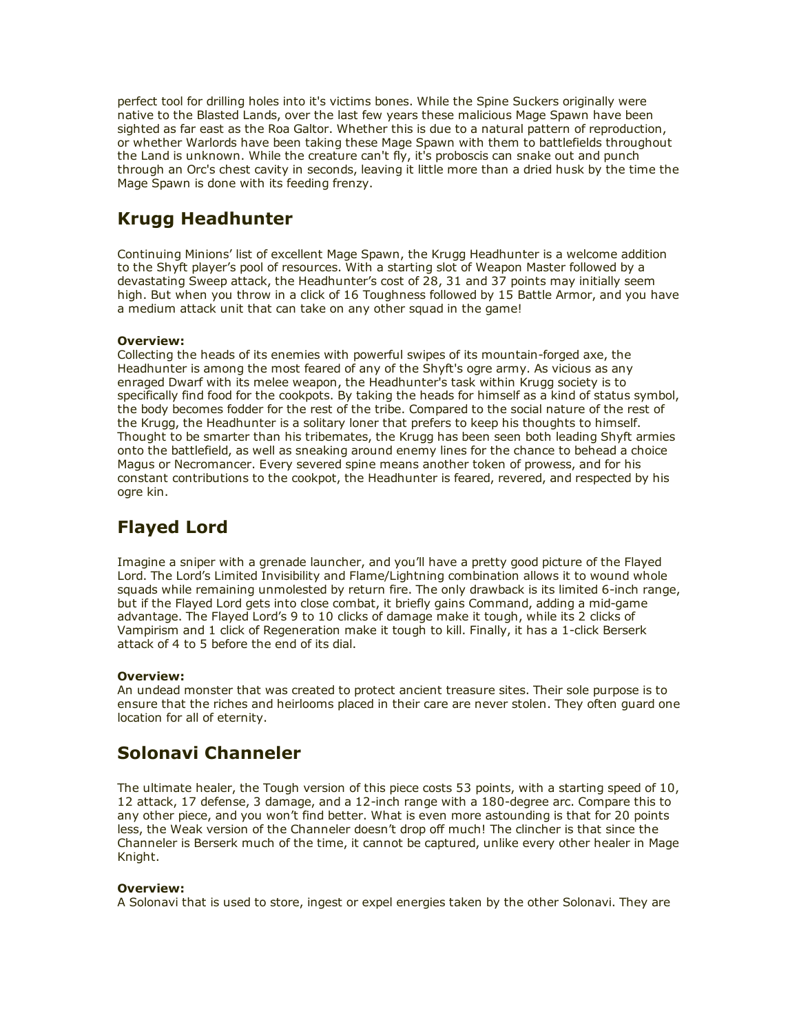perfect tool for drilling holes into it's victims bones. While the Spine Suckers originally were native to the Blasted Lands, over the last few years these malicious Mage Spawn have been sighted as far east as the Roa Galtor. Whether this is due to a natural pattern of reproduction, or whether Warlords have been taking these Mage Spawn with them to battlefields throughout the Land is unknown. While the creature can't fly, it's proboscis can snake out and punch through an Orc's chest cavity in seconds, leaving it little more than a dried husk by the time the Mage Spawn is done with its feeding frenzy.

## Krugg Headhunter

Continuing Minions' list of excellent Mage Spawn, the Krugg Headhunter is a welcome addition to the Shyft player's pool of resources. With a starting slot of Weapon Master followed by a devastating Sweep attack, the Headhunter's cost of 28, 31 and 37 points may initially seem high. But when you throw in a click of 16 Toughness followed by 15 Battle Armor, and you have a medium attack unit that can take on any other squad in the game!

**Overview:**
Collecting the heads of its enemies with powerful swipes of its mountain-forged axe, the Headhunter is among the most feared of any of the Shyft's ogre army. As vicious as any enraged Dwarf with its melee weapon, the Headhunter's task within Krugg society is to specifically find food for the cookpots. By taking the heads for himself as a kind of status symbol, the body becomes fodder for the rest of the tribe. Compared to the social nature of the rest of the Krugg, the Headhunter is a solitary loner that prefers to keep his thoughts to himself. Thought to be smarter than his tribemates, the Krugg has been seen both leading Shyft armies onto the battlefield, as well as sneaking around enemy lines for the chance to behead a choice Magus or Necromancer. Every severed spine means another token of prowess, and for his constant contributions to the cookpot, the Headhunter is feared, revered, and respected by his ogre kin.

## Flayed Lord

Imagine a sniper with a grenade launcher, and you'll have a pretty good picture of the Flayed Lord. The Lord's Limited Invisibility and Flame/Lightning combination allows it to wound whole squads while remaining unmolested by return fire. The only drawback is its limited 6-inch range, but if the Flayed Lord gets into close combat, it briefly gains Command, adding a mid-game advantage. The Flayed Lord's 9 to 10 clicks of damage make it tough, while its 2 clicks of Vampirism and 1 click of Regeneration make it tough to kill. Finally, it has a 1-click Berserk attack of 4 to 5 before the end of its dial.

**Overview:**
An undead monster that was created to protect ancient treasure sites. Their sole purpose is to ensure that the riches and heirlooms placed in their care are never stolen. They often guard one location for all of eternity.

## Solonavi Channeler

The ultimate healer, the Tough version of this piece costs 53 points, with a starting speed of 10, 12 attack, 17 defense, 3 damage, and a 12-inch range with a 180-degree arc. Compare this to any other piece, and you won't find better. What is even more astounding is that for 20 points less, the Weak version of the Channeler doesn't drop off much! The clincher is that since the Channeler is Berserk much of the time, it cannot be captured, unlike every other healer in Mage Knight.

**Overview:**
A Solonavi that is used to store, ingest or expel energies taken by the other Solonavi. They are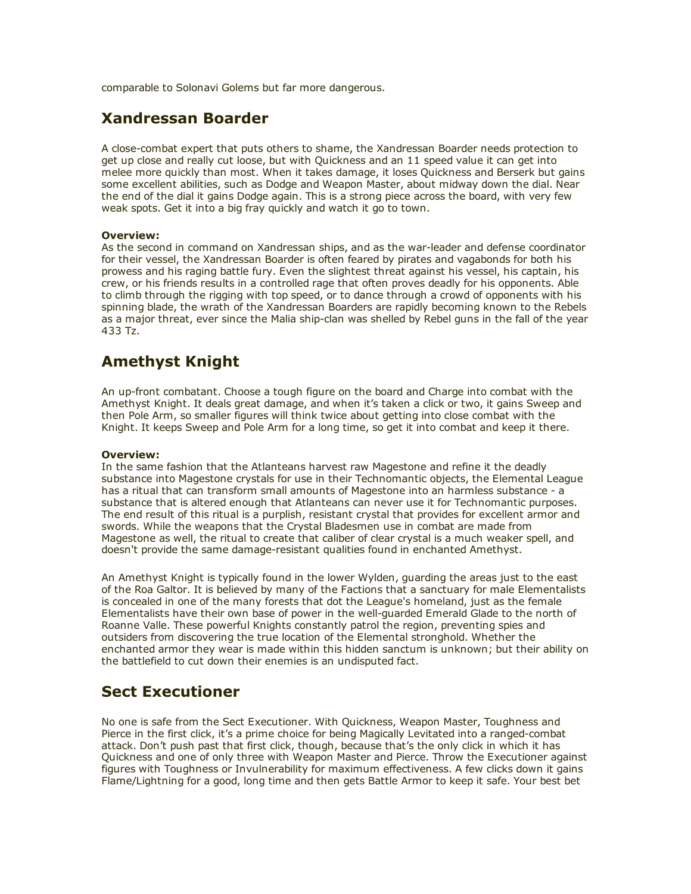comparable to Solonavi Golems but far more dangerous.

## Xandressan Boarder

A close-combat expert that puts others to shame, the Xandressan Boarder needs protection to get up close and really cut loose, but with Quickness and an 11 speed value it can get into melee more quickly than most. When it takes damage, it loses Quickness and Berserk but gains some excellent abilities, such as Dodge and Weapon Master, about midway down the dial. Near the end of the dial it gains Dodge again. This is a strong piece across the board, with very few weak spots. Get it into a big fray quickly and watch it go to town.

**Overview:**
As the second in command on Xandressan ships, and as the war-leader and defense coordinator for their vessel, the Xandressan Boarder is often feared by pirates and vagabonds for both his prowess and his raging battle fury. Even the slightest threat against his vessel, his captain, his crew, or his friends results in a controlled rage that often proves deadly for his opponents. Able to climb through the rigging with top speed, or to dance through a crowd of opponents with his spinning blade, the wrath of the Xandressan Boarders are rapidly becoming known to the Rebels as a major threat, ever since the Malia ship-clan was shelled by Rebel guns in the fall of the year 433 Tz.

## Amethyst Knight

An up-front combatant. Choose a tough figure on the board and Charge into combat with the Amethyst Knight. It deals great damage, and when it's taken a click or two, it gains Sweep and then Pole Arm, so smaller figures will think twice about getting into close combat with the Knight. It keeps Sweep and Pole Arm for a long time, so get it into combat and keep it there.

**Overview:**
In the same fashion that the Atlanteans harvest raw Magestone and refine it the deadly substance into Magestone crystals for use in their Technomantic objects, the Elemental League has a ritual that can transform small amounts of Magestone into an harmless substance - a substance that is altered enough that Atlanteans can never use it for Technomantic purposes. The end result of this ritual is a purplish, resistant crystal that provides for excellent armor and swords. While the weapons that the Crystal Bladesmen use in combat are made from Magestone as well, the ritual to create that caliber of clear crystal is a much weaker spell, and doesn't provide the same damage-resistant qualities found in enchanted Amethyst.

An Amethyst Knight is typically found in the lower Wylden, guarding the areas just to the east of the Roa Galtor. It is believed by many of the Factions that a sanctuary for male Elementalists is concealed in one of the many forests that dot the League's homeland, just as the female Elementalists have their own base of power in the well-guarded Emerald Glade to the north of Roanne Valle. These powerful Knights constantly patrol the region, preventing spies and outsiders from discovering the true location of the Elemental stronghold. Whether the enchanted armor they wear is made within this hidden sanctum is unknown; but their ability on the battlefield to cut down their enemies is an undisputed fact.

## Sect Executioner

No one is safe from the Sect Executioner. With Quickness, Weapon Master, Toughness and Pierce in the first click, it's a prime choice for being Magically Levitated into a ranged-combat attack. Don't push past that first click, though, because that's the only click in which it has Quickness and one of only three with Weapon Master and Pierce. Throw the Executioner against figures with Toughness or Invulnerability for maximum effectiveness. A few clicks down it gains Flame/Lightning for a good, long time and then gets Battle Armor to keep it safe. Your best bet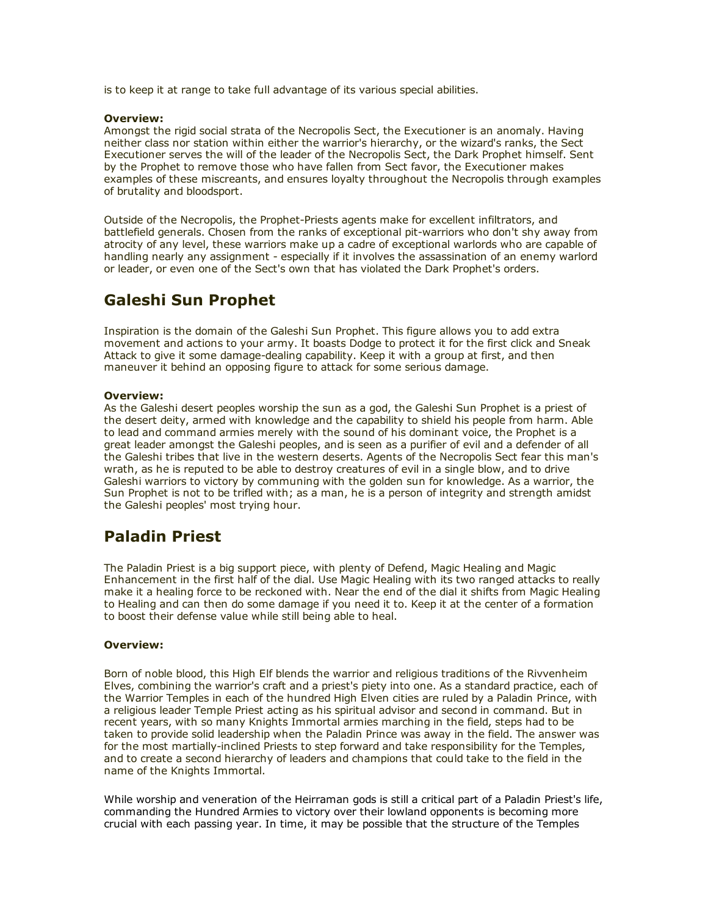is to keep it at range to take full advantage of its various special abilities.

**Overview:**
Amongst the rigid social strata of the Necropolis Sect, the Executioner is an anomaly. Having neither class nor station within either the warrior's hierarchy, or the wizard's ranks, the Sect Executioner serves the will of the leader of the Necropolis Sect, the Dark Prophet himself. Sent by the Prophet to remove those who have fallen from Sect favor, the Executioner makes examples of these miscreants, and ensures loyalty throughout the Necropolis through examples of brutality and bloodsport.

Outside of the Necropolis, the Prophet-Priests agents make for excellent infiltrators, and battlefield generals. Chosen from the ranks of exceptional pit-warriors who don't shy away from atrocity of any level, these warriors make up a cadre of exceptional warlords who are capable of handling nearly any assignment - especially if it involves the assassination of an enemy warlord or leader, or even one of the Sect's own that has violated the Dark Prophet's orders.

## Galeshi Sun Prophet

Inspiration is the domain of the Galeshi Sun Prophet. This figure allows you to add extra movement and actions to your army. It boasts Dodge to protect it for the first click and Sneak Attack to give it some damage-dealing capability. Keep it with a group at first, and then maneuver it behind an opposing figure to attack for some serious damage.

**Overview:**
As the Galeshi desert peoples worship the sun as a god, the Galeshi Sun Prophet is a priest of the desert deity, armed with knowledge and the capability to shield his people from harm. Able to lead and command armies merely with the sound of his dominant voice, the Prophet is a great leader amongst the Galeshi peoples, and is seen as a purifier of evil and a defender of all the Galeshi tribes that live in the western deserts. Agents of the Necropolis Sect fear this man's wrath, as he is reputed to be able to destroy creatures of evil in a single blow, and to drive Galeshi warriors to victory by communing with the golden sun for knowledge. As a warrior, the Sun Prophet is not to be trifled with; as a man, he is a person of integrity and strength amidst the Galeshi peoples' most trying hour.

## Paladin Priest

The Paladin Priest is a big support piece, with plenty of Defend, Magic Healing and Magic Enhancement in the first half of the dial. Use Magic Healing with its two ranged attacks to really make it a healing force to be reckoned with. Near the end of the dial it shifts from Magic Healing to Healing and can then do some damage if you need it to. Keep it at the center of a formation to boost their defense value while still being able to heal.

**Overview:**

Born of noble blood, this High Elf blends the warrior and religious traditions of the Rivvenheim Elves, combining the warrior's craft and a priest's piety into one. As a standard practice, each of the Warrior Temples in each of the hundred High Elven cities are ruled by a Paladin Prince, with a religious leader Temple Priest acting as his spiritual advisor and second in command. But in recent years, with so many Knights Immortal armies marching in the field, steps had to be taken to provide solid leadership when the Paladin Prince was away in the field. The answer was for the most martially-inclined Priests to step forward and take responsibility for the Temples, and to create a second hierarchy of leaders and champions that could take to the field in the name of the Knights Immortal.

While worship and veneration of the Heirraman gods is still a critical part of a Paladin Priest's life, commanding the Hundred Armies to victory over their lowland opponents is becoming more crucial with each passing year. In time, it may be possible that the structure of the Temples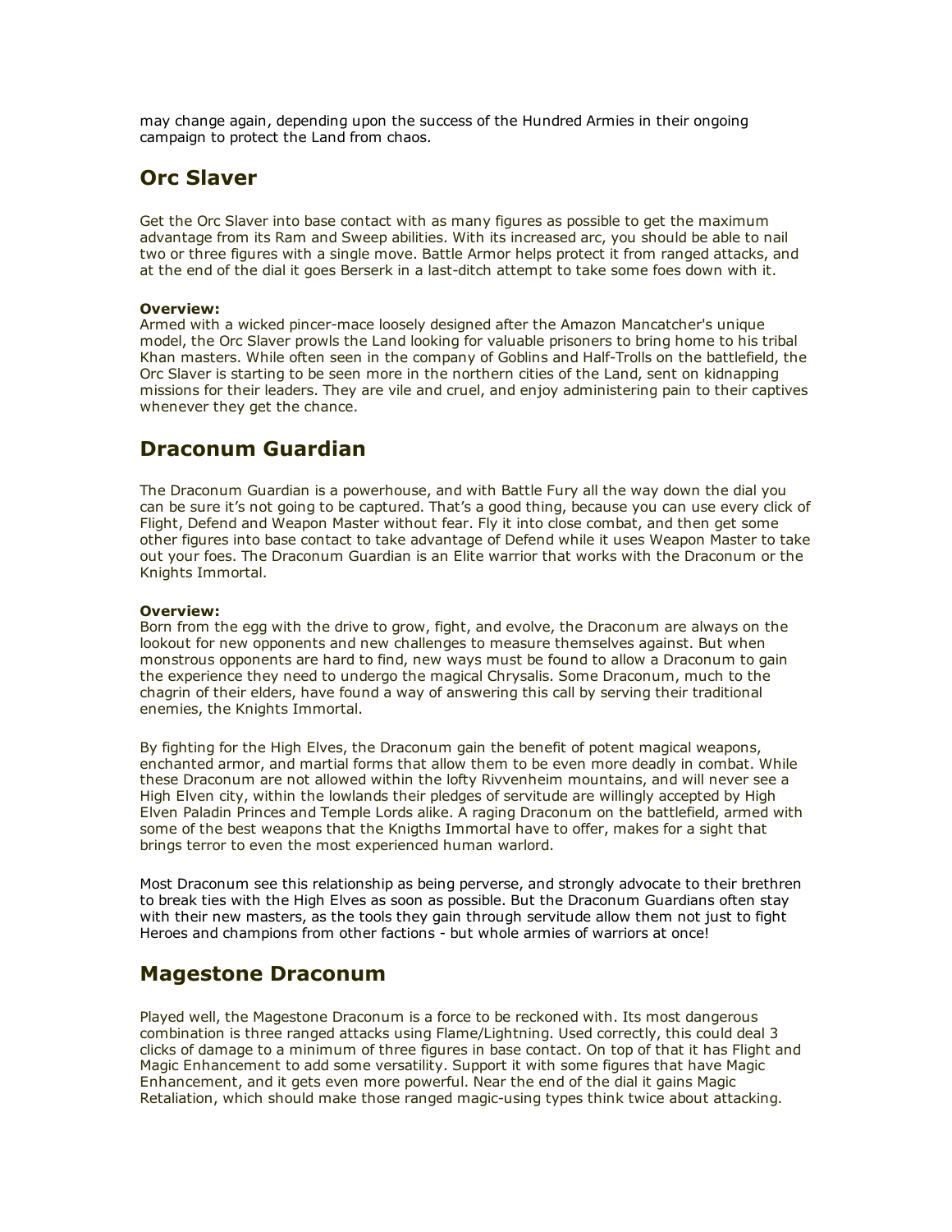may change again, depending upon the success of the Hundred Armies in their ongoing campaign to protect the Land from chaos.

## Orc Slaver

Get the Orc Slaver into base contact with as many figures as possible to get the maximum advantage from its Ram and Sweep abilities. With its increased arc, you should be able to nail two or three figures with a single move. Battle Armor helps protect it from ranged attacks, and at the end of the dial it goes Berserk in a last-ditch attempt to take some foes down with it.

**Overview:**
Armed with a wicked pincer-mace loosely designed after the Amazon Mancatcher's unique model, the Orc Slaver prowls the Land looking for valuable prisoners to bring home to his tribal Khan masters. While often seen in the company of Goblins and Half-Trolls on the battlefield, the Orc Slaver is starting to be seen more in the northern cities of the Land, sent on kidnapping missions for their leaders. They are vile and cruel, and enjoy administering pain to their captives whenever they get the chance.

## Draconum Guardian

The Draconum Guardian is a powerhouse, and with Battle Fury all the way down the dial you can be sure it's not going to be captured. That's a good thing, because you can use every click of Flight, Defend and Weapon Master without fear. Fly it into close combat, and then get some other figures into base contact to take advantage of Defend while it uses Weapon Master to take out your foes. The Draconum Guardian is an Elite warrior that works with the Draconum or the Knights Immortal.

**Overview:**
Born from the egg with the drive to grow, fight, and evolve, the Draconum are always on the lookout for new opponents and new challenges to measure themselves against. But when monstrous opponents are hard to find, new ways must be found to allow a Draconum to gain the experience they need to undergo the magical Chrysalis. Some Draconum, much to the chagrin of their elders, have found a way of answering this call by serving their traditional enemies, the Knights Immortal.

By fighting for the High Elves, the Draconum gain the benefit of potent magical weapons, enchanted armor, and martial forms that allow them to be even more deadly in combat. While these Draconum are not allowed within the lofty Rivvenheim mountains, and will never see a High Elven city, within the lowlands their pledges of servitude are willingly accepted by High Elven Paladin Princes and Temple Lords alike. A raging Draconum on the battlefield, armed with some of the best weapons that the Knigths Immortal have to offer, makes for a sight that brings terror to even the most experienced human warlord.

Most Draconum see this relationship as being perverse, and strongly advocate to their brethren to break ties with the High Elves as soon as possible. But the Draconum Guardians often stay with their new masters, as the tools they gain through servitude allow them not just to fight Heroes and champions from other factions - but whole armies of warriors at once!

## Magestone Draconum

Played well, the Magestone Draconum is a force to be reckoned with. Its most dangerous combination is three ranged attacks using Flame/Lightning. Used correctly, this could deal 3 clicks of damage to a minimum of three figures in base contact. On top of that it has Flight and Magic Enhancement to add some versatility. Support it with some figures that have Magic Enhancement, and it gets even more powerful. Near the end of the dial it gains Magic Retaliation, which should make those ranged magic-using types think twice about attacking.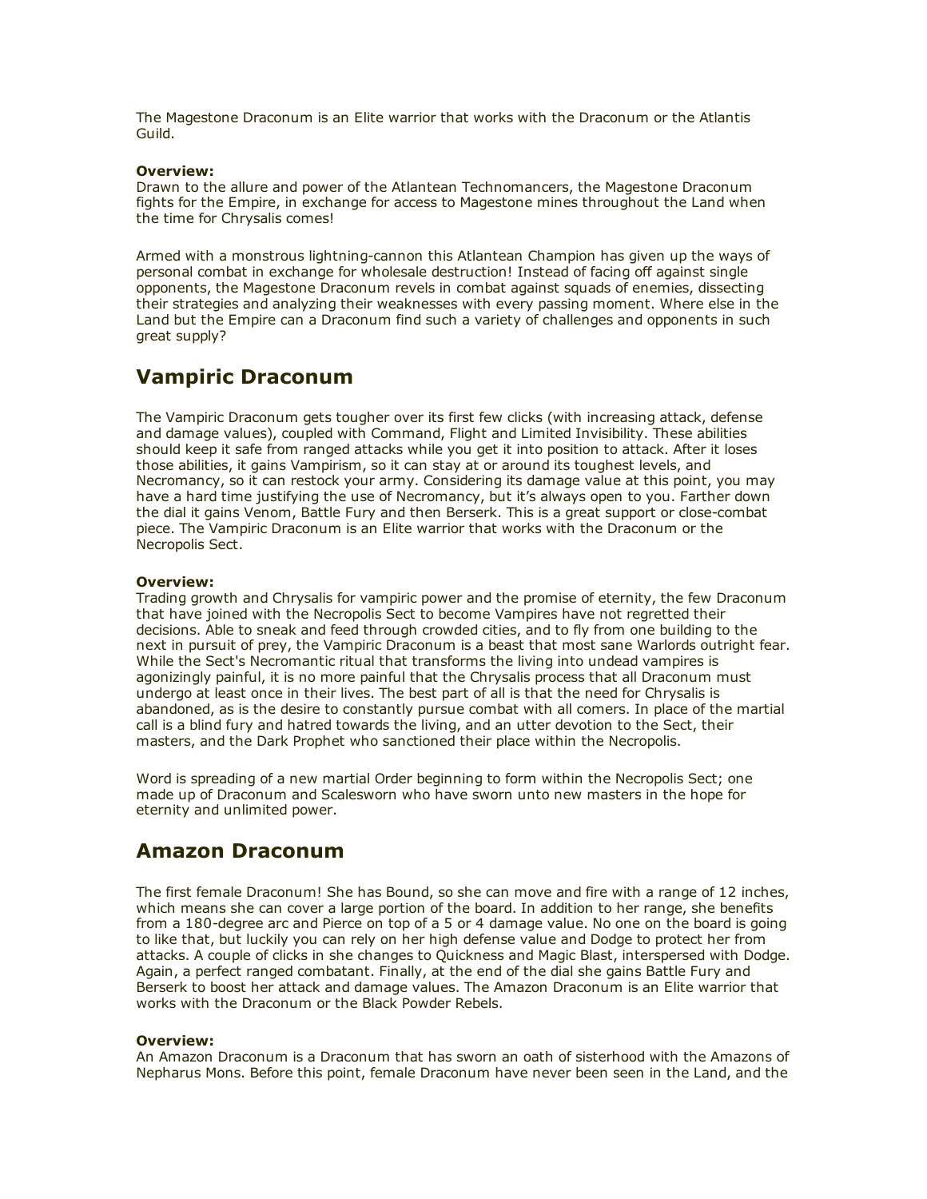The Magestone Draconum is an Elite warrior that works with the Draconum or the Atlantis Guild.

**Overview:**
Drawn to the allure and power of the Atlantean Technomancers, the Magestone Draconum fights for the Empire, in exchange for access to Magestone mines throughout the Land when the time for Chrysalis comes!

Armed with a monstrous lightning-cannon this Atlantean Champion has given up the ways of personal combat in exchange for wholesale destruction! Instead of facing off against single opponents, the Magestone Draconum revels in combat against squads of enemies, dissecting their strategies and analyzing their weaknesses with every passing moment. Where else in the Land but the Empire can a Draconum find such a variety of challenges and opponents in such great supply?

## Vampiric Draconum

The Vampiric Draconum gets tougher over its first few clicks (with increasing attack, defense and damage values), coupled with Command, Flight and Limited Invisibility. These abilities should keep it safe from ranged attacks while you get it into position to attack. After it loses those abilities, it gains Vampirism, so it can stay at or around its toughest levels, and Necromancy, so it can restock your army. Considering its damage value at this point, you may have a hard time justifying the use of Necromancy, but it's always open to you. Farther down the dial it gains Venom, Battle Fury and then Berserk. This is a great support or close-combat piece. The Vampiric Draconum is an Elite warrior that works with the Draconum or the Necropolis Sect.

**Overview:**
Trading growth and Chrysalis for vampiric power and the promise of eternity, the few Draconum that have joined with the Necropolis Sect to become Vampires have not regretted their decisions. Able to sneak and feed through crowded cities, and to fly from one building to the next in pursuit of prey, the Vampiric Draconum is a beast that most sane Warlords outright fear. While the Sect's Necromantic ritual that transforms the living into undead vampires is agonizingly painful, it is no more painful that the Chrysalis process that all Draconum must undergo at least once in their lives. The best part of all is that the need for Chrysalis is abandoned, as is the desire to constantly pursue combat with all comers. In place of the martial call is a blind fury and hatred towards the living, and an utter devotion to the Sect, their masters, and the Dark Prophet who sanctioned their place within the Necropolis.

Word is spreading of a new martial Order beginning to form within the Necropolis Sect; one made up of Draconum and Scalesworn who have sworn unto new masters in the hope for eternity and unlimited power.

## Amazon Draconum

The first female Draconum! She has Bound, so she can move and fire with a range of 12 inches, which means she can cover a large portion of the board. In addition to her range, she benefits from a 180-degree arc and Pierce on top of a 5 or 4 damage value. No one on the board is going to like that, but luckily you can rely on her high defense value and Dodge to protect her from attacks. A couple of clicks in she changes to Quickness and Magic Blast, interspersed with Dodge. Again, a perfect ranged combatant. Finally, at the end of the dial she gains Battle Fury and Berserk to boost her attack and damage values. The Amazon Draconum is an Elite warrior that works with the Draconum or the Black Powder Rebels.

**Overview:**
An Amazon Draconum is a Draconum that has sworn an oath of sisterhood with the Amazons of Nepharus Mons. Before this point, female Draconum have never been seen in the Land, and the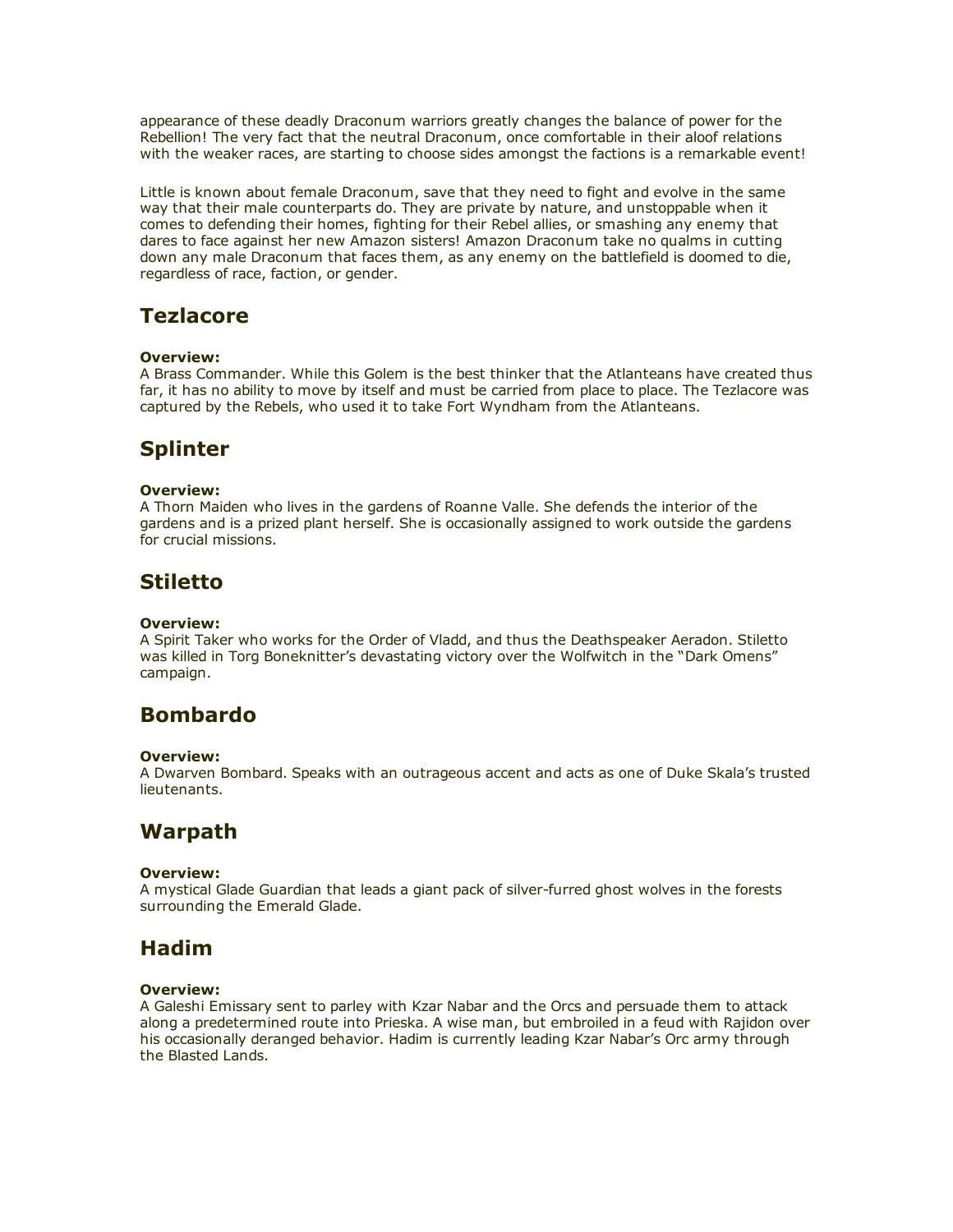appearance of these deadly Draconum warriors greatly changes the balance of power for the Rebellion! The very fact that the neutral Draconum, once comfortable in their aloof relations with the weaker races, are starting to choose sides amongst the factions is a remarkable event!

Little is known about female Draconum, save that they need to fight and evolve in the same way that their male counterparts do. They are private by nature, and unstoppable when it comes to defending their homes, fighting for their Rebel allies, or smashing any enemy that dares to face against her new Amazon sisters! Amazon Draconum take no qualms in cutting down any male Draconum that faces them, as any enemy on the battlefield is doomed to die, regardless of race, faction, or gender.

## Tezlacore

**Overview:**
A Brass Commander. While this Golem is the best thinker that the Atlanteans have created thus far, it has no ability to move by itself and must be carried from place to place. The Tezlacore was captured by the Rebels, who used it to take Fort Wyndham from the Atlanteans.

## Splinter

**Overview:**
A Thorn Maiden who lives in the gardens of Roanne Valle. She defends the interior of the gardens and is a prized plant herself. She is occasionally assigned to work outside the gardens for crucial missions.

## Stiletto

**Overview:**
A Spirit Taker who works for the Order of Vladd, and thus the Deathspeaker Aeradon. Stiletto was killed in Torg Boneknitter's devastating victory over the Wolfwitch in the "Dark Omens" campaign.

## Bombardo

**Overview:**
A Dwarven Bombard. Speaks with an outrageous accent and acts as one of Duke Skala's trusted lieutenants.

## Warpath

**Overview:**
A mystical Glade Guardian that leads a giant pack of silver-furred ghost wolves in the forests surrounding the Emerald Glade.

## Hadim

**Overview:**
A Galeshi Emissary sent to parley with Kzar Nabar and the Orcs and persuade them to attack along a predetermined route into Prieska. A wise man, but embroiled in a feud with Rajidon over his occasionally deranged behavior. Hadim is currently leading Kzar Nabar's Orc army through the Blasted Lands.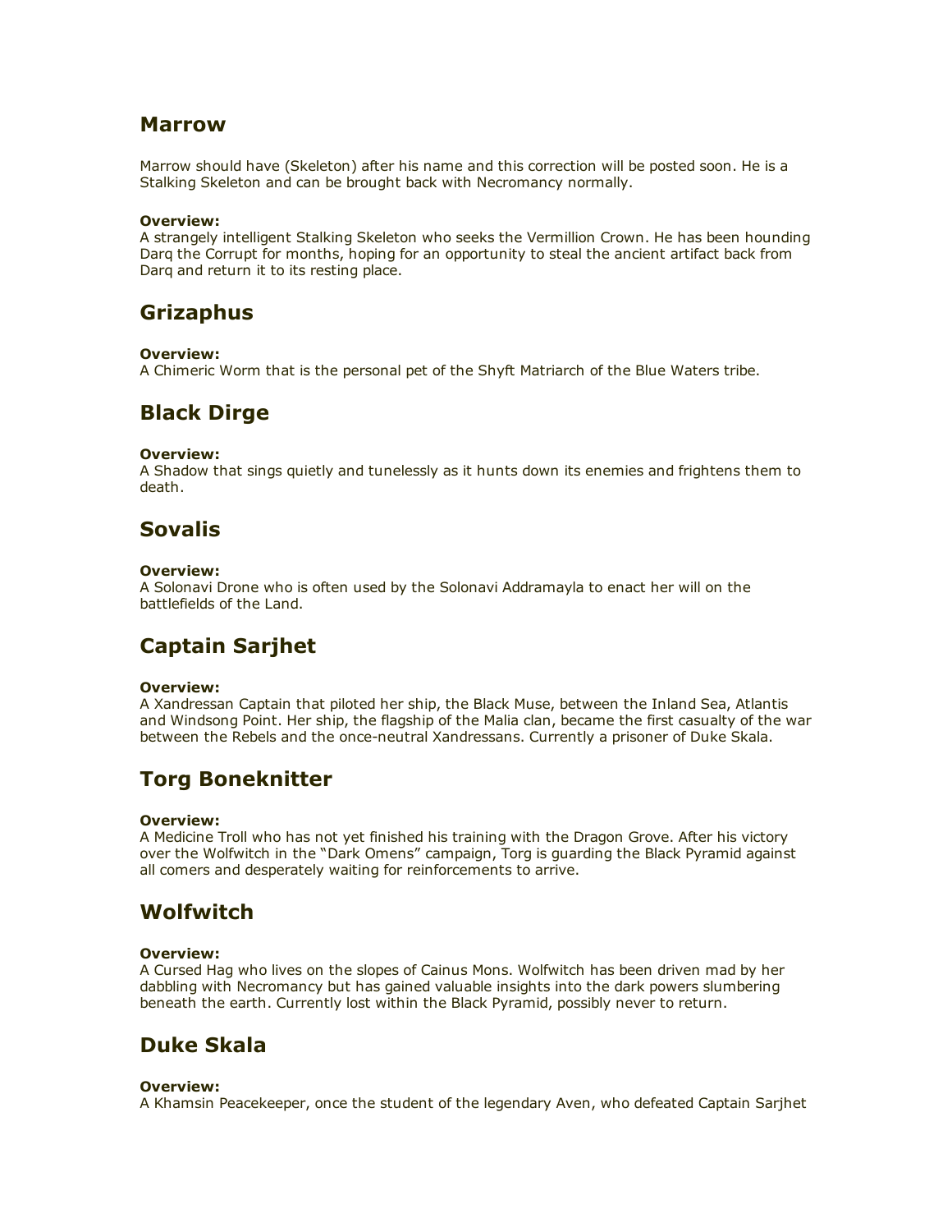## Marrow

Marrow should have (Skeleton) after his name and this correction will be posted soon. He is a Stalking Skeleton and can be brought back with Necromancy normally.

**Overview:**
A strangely intelligent Stalking Skeleton who seeks the Vermillion Crown. He has been hounding Darq the Corrupt for months, hoping for an opportunity to steal the ancient artifact back from Darq and return it to its resting place.

## Grizaphus

**Overview:**
A Chimeric Worm that is the personal pet of the Shyft Matriarch of the Blue Waters tribe.

## Black Dirge

**Overview:**
A Shadow that sings quietly and tunelessly as it hunts down its enemies and frightens them to death.

## Sovalis

**Overview:**
A Solonavi Drone who is often used by the Solonavi Addramayla to enact her will on the battlefields of the Land.

## Captain Sarjhet

**Overview:**
A Xandressan Captain that piloted her ship, the Black Muse, between the Inland Sea, Atlantis and Windsong Point. Her ship, the flagship of the Malia clan, became the first casualty of the war between the Rebels and the once-neutral Xandressans. Currently a prisoner of Duke Skala.

## Torg Boneknitter

**Overview:**
A Medicine Troll who has not yet finished his training with the Dragon Grove. After his victory over the Wolfwitch in the "Dark Omens" campaign, Torg is guarding the Black Pyramid against all comers and desperately waiting for reinforcements to arrive.

## Wolfwitch

**Overview:**
A Cursed Hag who lives on the slopes of Cainus Mons. Wolfwitch has been driven mad by her dabbling with Necromancy but has gained valuable insights into the dark powers slumbering beneath the earth. Currently lost within the Black Pyramid, possibly never to return.

## Duke Skala

**Overview:**
A Khamsin Peacekeeper, once the student of the legendary Aven, who defeated Captain Sarjhet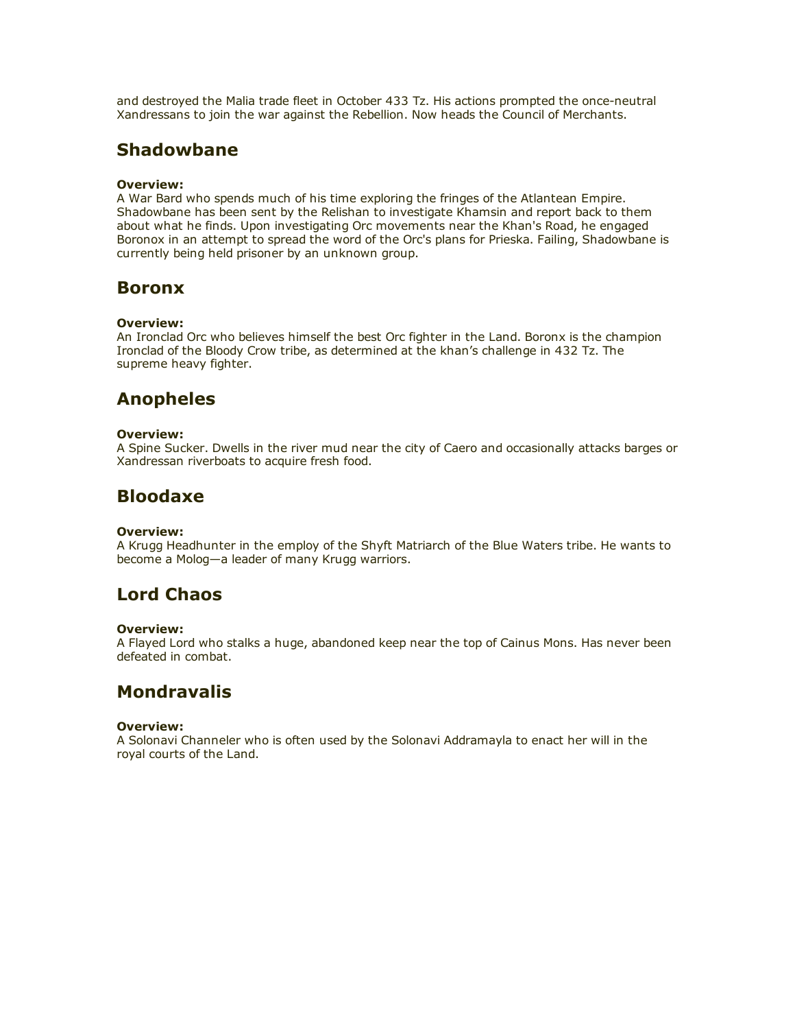and destroyed the Malia trade fleet in October 433 Tz. His actions prompted the once-neutral Xandressans to join the war against the Rebellion. Now heads the Council of Merchants.

## Shadowbane

**Overview:**
A War Bard who spends much of his time exploring the fringes of the Atlantean Empire. Shadowbane has been sent by the Relishan to investigate Khamsin and report back to them about what he finds. Upon investigating Orc movements near the Khan's Road, he engaged Boronox in an attempt to spread the word of the Orc's plans for Prieska. Failing, Shadowbane is currently being held prisoner by an unknown group.

## Boronx

**Overview:**
An Ironclad Orc who believes himself the best Orc fighter in the Land. Boronx is the champion Ironclad of the Bloody Crow tribe, as determined at the khan's challenge in 432 Tz. The supreme heavy fighter.

## Anopheles

**Overview:**
A Spine Sucker. Dwells in the river mud near the city of Caero and occasionally attacks barges or Xandressan riverboats to acquire fresh food.

## Bloodaxe

**Overview:**
A Krugg Headhunter in the employ of the Shyft Matriarch of the Blue Waters tribe. He wants to become a Molog—a leader of many Krugg warriors.

## Lord Chaos

**Overview:**
A Flayed Lord who stalks a huge, abandoned keep near the top of Cainus Mons. Has never been defeated in combat.

## Mondravalis

**Overview:**
A Solonavi Channeler who is often used by the Solonavi Addramayla to enact her will in the royal courts of the Land.